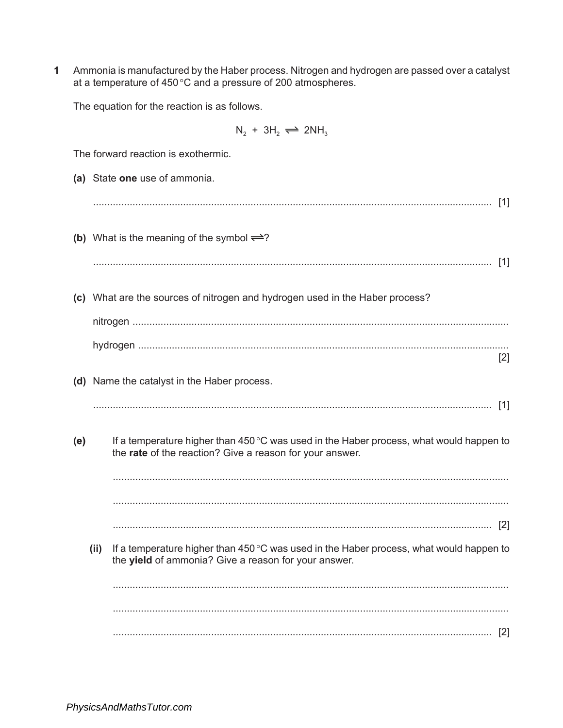**1** Ammonia is manufactured by the Haber process. Nitrogen and hydrogen are passed over a catalyst at a temperature of 450 °C and a pressure of 200 atmospheres.

The equation for the reaction is as follows.

$$N_2 + 3H_2 \rightleftharpoons 2NH_3$$

The forward reaction is exothermic.

**(a)** State **one** use of ammonia.

.............................................................................................................................................. [1]

**(b)** What is the meaning of the symbol $\rightleftharpoons$?

.............................................................................................................................................. [1]

**(c)** What are the sources of nitrogen and hydrogen used in the Haber process?

nitrogen ......................................................................................................................................

hydrogen ....................................................................................................................................
[2]

**(d)** Name the catalyst in the Haber process.

.............................................................................................................................................. [1]

**(e)** If a temperature higher than 450 °C was used in the Haber process, what would happen to the **rate** of the reaction? Give a reason for your answer.

..............................................................................................................................................

..............................................................................................................................................

.............................................................................................................................................. [2]

**(ii)** If a temperature higher than 450 °C was used in the Haber process, what would happen to the **yield** of ammonia? Give a reason for your answer.

..............................................................................................................................................

..............................................................................................................................................

.............................................................................................................................................. [2]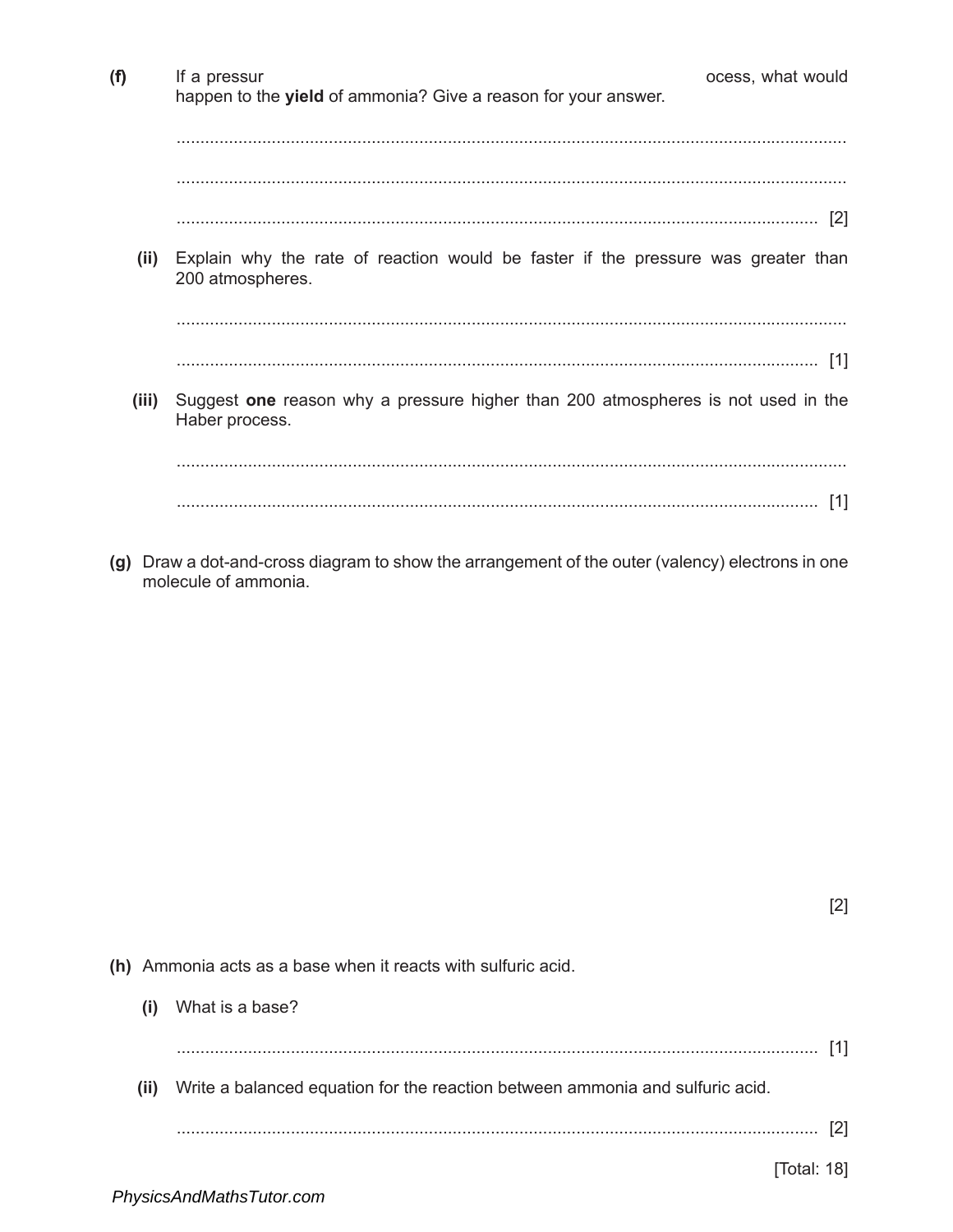**(f)** If a pressur ocess, what would happen to the **yield** of ammonia? Give a reason for your answer.

.............................................................................................................................................

.............................................................................................................................................

....................................................................................................................................... [2]

**(ii)** Explain why the rate of reaction would be faster if the pressure was greater than 200 atmospheres.

.............................................................................................................................................

....................................................................................................................................... [1]

**(iii)** Suggest **one** reason why a pressure higher than 200 atmospheres is not used in the Haber process.

.............................................................................................................................................

....................................................................................................................................... [1]

**(g)** Draw a dot-and-cross diagram to show the arrangement of the outer (valency) electrons in one molecule of ammonia.

[2]

**(h)** Ammonia acts as a base when it reacts with sulfuric acid.

**(i)** What is a base?

....................................................................................................................................... [1]

**(ii)** Write a balanced equation for the reaction between ammonia and sulfuric acid.

....................................................................................................................................... [2]

[Total: 18]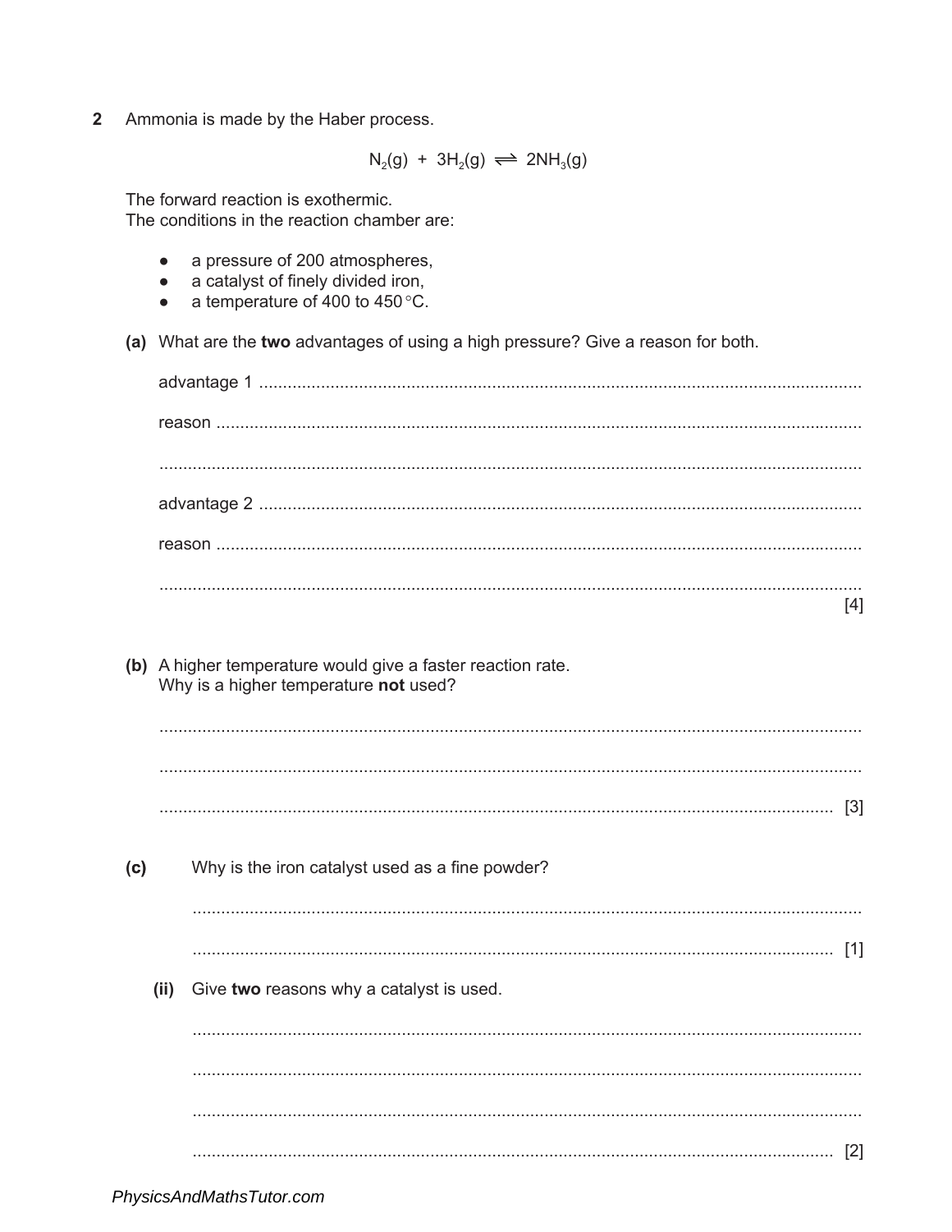2 Ammonia is made by the Haber process.

$$N_2(g) + 3H_2(g) \rightleftharpoons 2NH_3(g)$$

The forward reaction is exothermic.
The conditions in the reaction chamber are:

- a pressure of 200 atmospheres,
- a catalyst of finely divided iron,
- a temperature of 400 to 450 °C.

**(a)** What are the **two** advantages of using a high pressure? Give a reason for both.

advantage 1 ..............................................................................................................

reason ......................................................................................................................

....................................................................................................................................

advantage 2 ..............................................................................................................

reason ......................................................................................................................

.................................................................................................................................... [4]

**(b)** A higher temperature would give a faster reaction rate.
Why is a higher temperature **not** used?

....................................................................................................................................

....................................................................................................................................

.................................................................................................................................... [3]

**(c)** Why is the iron catalyst used as a fine powder?

....................................................................................................................................

.................................................................................................................................... [1]

**(ii)** Give **two** reasons why a catalyst is used.

....................................................................................................................................

....................................................................................................................................

....................................................................................................................................

.................................................................................................................................... [2]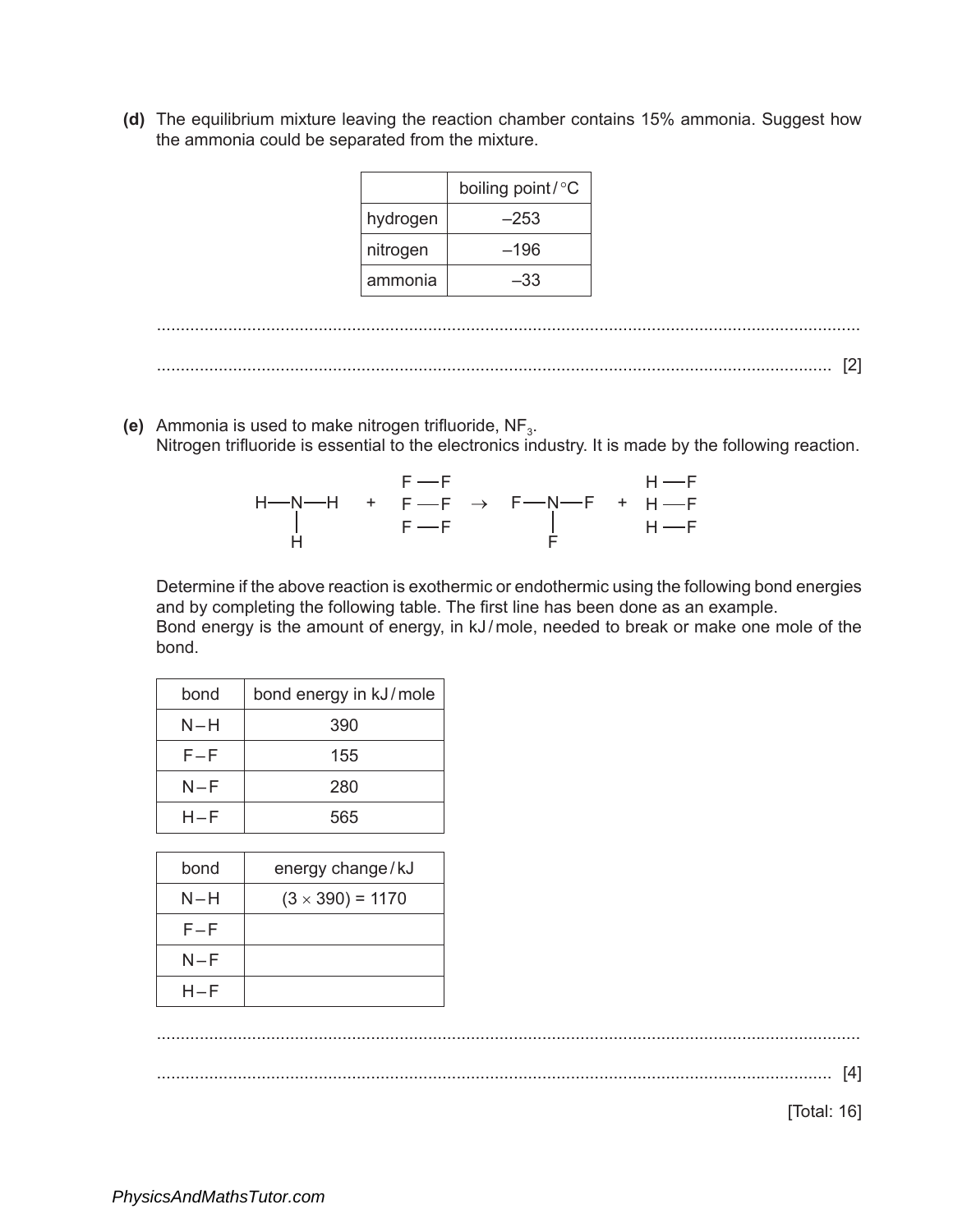**(d)** The equilibrium mixture leaving the reaction chamber contains 15% ammonia. Suggest how the ammonia could be separated from the mixture.

| | boiling point / °C |
|---|---|
| hydrogen | –253 |
| nitrogen | –196 |
| ammonia | –33 |

.......................................................................................................................................

....................................................................................................................................... [2]

**(e)** Ammonia is used to make nitrogen trifluoride, $NF_3$.
Nitrogen trifluoride is essential to the electronics industry. It is made by the following reaction.

$$\begin{array}{c} \text{H—N—H} \\ | \\ \text{H} \end{array} \quad + \quad \begin{array}{c} \text{F—F} \\ \text{F—F} \\ \text{F—F} \end{array} \quad \rightarrow \quad \begin{array}{c} \text{F—N—F} \\ | \\ \text{F} \end{array} \quad + \quad \begin{array}{c} \text{H—F} \\ \text{H—F} \\ \text{H—F} \end{array}$$

Determine if the above reaction is exothermic or endothermic using the following bond energies and by completing the following table. The first line has been done as an example.
Bond energy is the amount of energy, in kJ / mole, needed to break or make one mole of the bond.

| bond | bond energy in kJ / mole |
|---|---|
| N – H | 390 |
| F – F | 155 |
| N – F | 280 |
| H – F | 565 |

| bond | energy change / kJ |
|---|---|
| N – H | (3 × 390) = 1170 |
| F – F | |
| N – F | |
| H – F | |

.......................................................................................................................................

....................................................................................................................................... [4]

[Total: 16]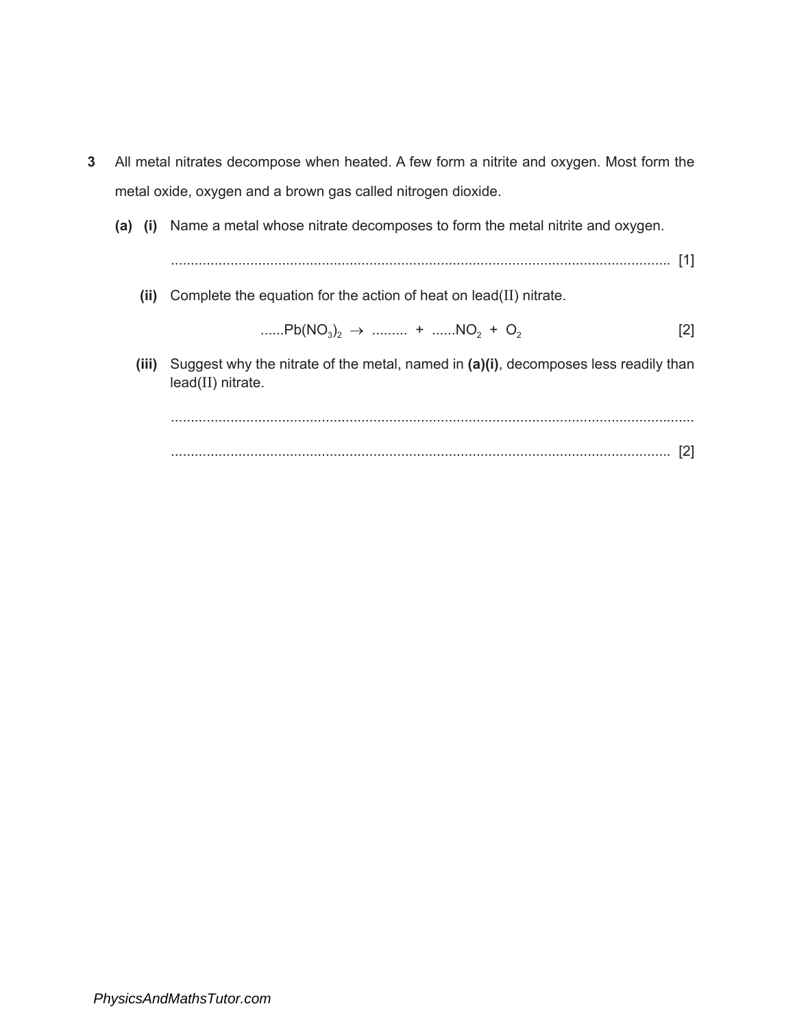**3** All metal nitrates decompose when heated. A few form a nitrite and oxygen. Most form the metal oxide, oxygen and a brown gas called nitrogen dioxide.

**(a) (i)** Name a metal whose nitrate decomposes to form the metal nitrite and oxygen.

.............................................................................................................................. [1]

**(ii)** Complete the equation for the action of heat on lead(II) nitrate.

$$......Pb(NO_3)_2 \rightarrow ......... + ......NO_2 + O_2$$ [2]

**(iii)** Suggest why the nitrate of the metal, named in **(a)(i)**, decomposes less readily than lead(II) nitrate.

..............................................................................................................................

.............................................................................................................................. [2]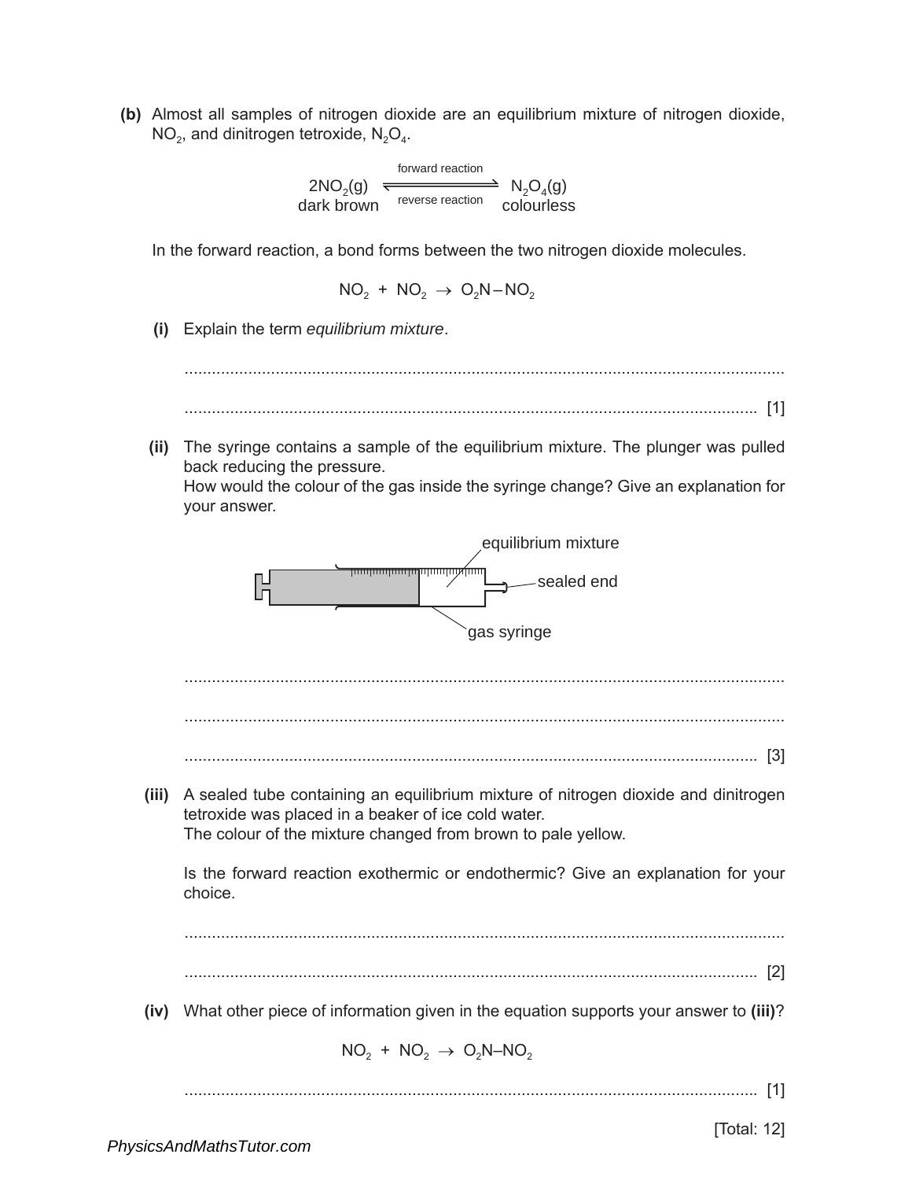**(b)** Almost all samples of nitrogen dioxide are an equilibrium mixture of nitrogen dioxide, $NO_2$, and dinitrogen tetroxide, $N_2O_4$.

$$\underset{\text{dark brown}}{2NO_2(g)} \underset{\text{reverse reaction}}{\overset{\text{forward reaction}}{\rightleftharpoons}} \underset{\text{colourless}}{N_2O_4(g)}$$

In the forward reaction, a bond forms between the two nitrogen dioxide molecules.

$$NO_2 + NO_2 \rightarrow O_2N-NO_2$$

**(i)** Explain the term *equilibrium mixture*.

..................................................................................................................................

.................................................................................................................................. [1]

**(ii)** The syringe contains a sample of the equilibrium mixture. The plunger was pulled back reducing the pressure.
How would the colour of the gas inside the syringe change? Give an explanation for your answer.

equilibrium mixture

sealed end

gas syringe

..................................................................................................................................

..................................................................................................................................

.................................................................................................................................. [3]

**(iii)** A sealed tube containing an equilibrium mixture of nitrogen dioxide and dinitrogen tetroxide was placed in a beaker of ice cold water.
The colour of the mixture changed from brown to pale yellow.

Is the forward reaction exothermic or endothermic? Give an explanation for your choice.

..................................................................................................................................

.................................................................................................................................. [2]

**(iv)** What other piece of information given in the equation supports your answer to **(iii)**?

$$NO_2 + NO_2 \rightarrow O_2N–NO_2$$

.................................................................................................................................. [1]

[Total: 12]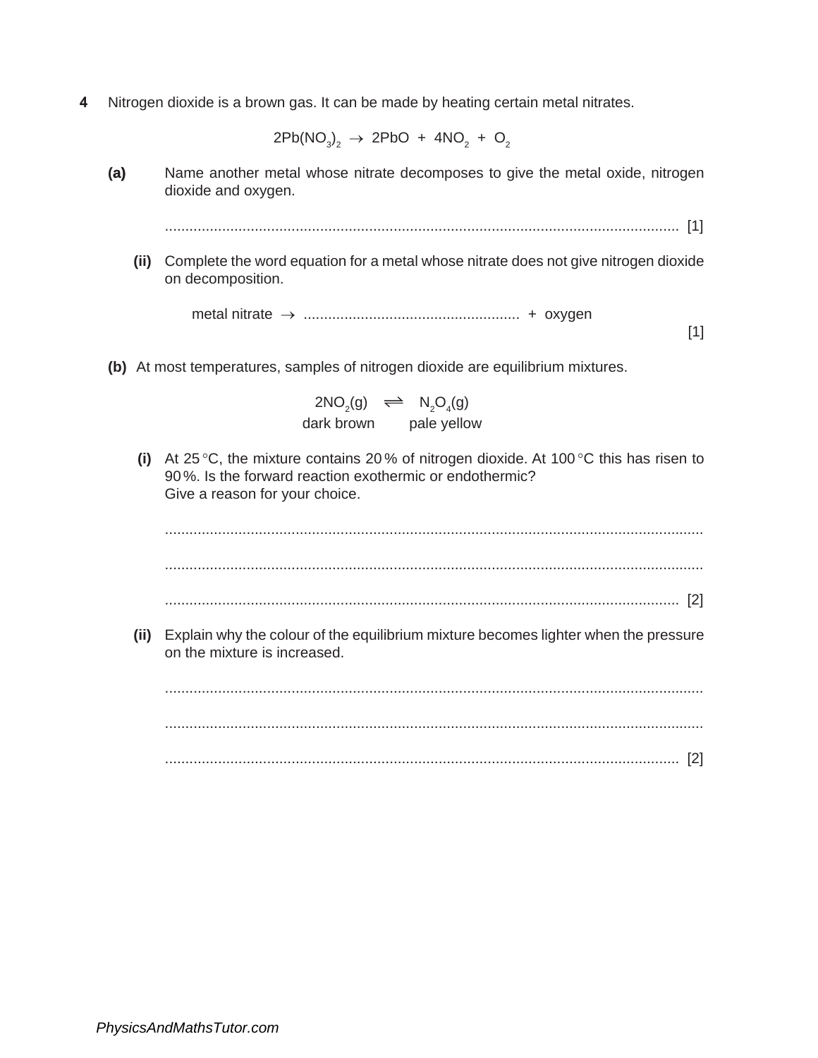**4** Nitrogen dioxide is a brown gas. It can be made by heating certain metal nitrates.

$$2Pb(NO_3)_2 \rightarrow 2PbO + 4NO_2 + O_2$$

**(a)** Name another metal whose nitrate decomposes to give the metal oxide, nitrogen dioxide and oxygen.

.............................................................................................................................. [1]

**(ii)** Complete the word equation for a metal whose nitrate does not give nitrogen dioxide on decomposition.

metal nitrate $\rightarrow$ ..................................................... + oxygen

[1]

**(b)** At most temperatures, samples of nitrogen dioxide are equilibrium mixtures.

$$2NO_2(g) \rightleftharpoons N_2O_4(g)$$

dark brown &nbsp;&nbsp;&nbsp;&nbsp; pale yellow

**(i)** At 25 °C, the mixture contains 20 % of nitrogen dioxide. At 100 °C this has risen to 90 %. Is the forward reaction exothermic or endothermic?
Give a reason for your choice.

..................................................................................................................................

..................................................................................................................................

.............................................................................................................................. [2]

**(ii)** Explain why the colour of the equilibrium mixture becomes lighter when the pressure on the mixture is increased.

..................................................................................................................................

..................................................................................................................................

.............................................................................................................................. [2]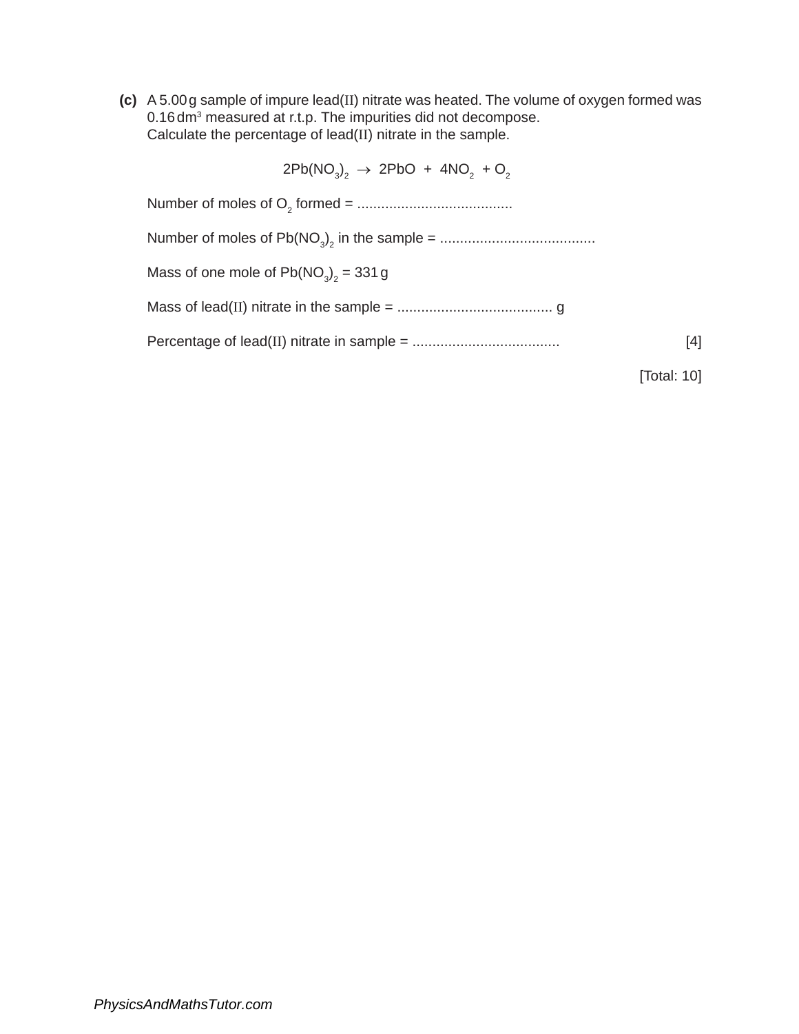**(c)** A 5.00 g sample of impure lead(II) nitrate was heated. The volume of oxygen formed was 0.16 $dm^3$ measured at r.t.p. The impurities did not decompose.
Calculate the percentage of lead(II) nitrate in the sample.

$$2Pb(NO_3)_2 \rightarrow 2PbO + 4NO_2 + O_2$$

Number of moles of $O_2$ formed = .......................................

Number of moles of $Pb(NO_3)_2$ in the sample = .......................................

Mass of one mole of $Pb(NO_3)_2$ = 331 g

Mass of lead(II) nitrate in the sample = ....................................... g

Percentage of lead(II) nitrate in sample = ..................................... [4]

[Total: 10]